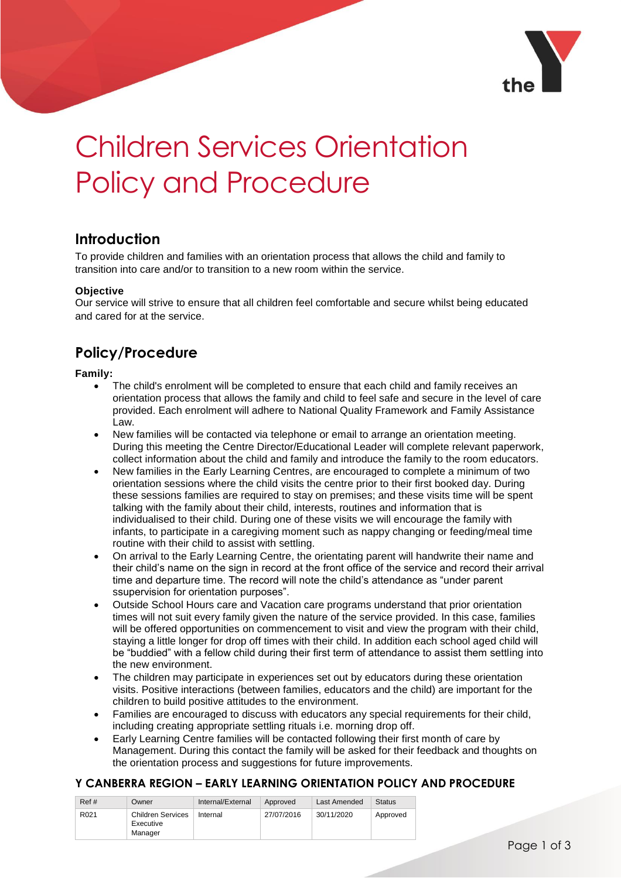# Children Services Orientation Policy and Procedure

## Introduction

To provide children and families with an orientation process that allows the child and family to transition into care and/or to transition to a new room within the service.

**Objective**

Our service will strive to ensure that all children feel comfortable and secure whilst being educated and cared for at the service.

## Policy/Procedure

**Family:**

- The child's enrolment will be completed to ensure that each child and family receives an orientation process that allows the family and child to feel safe and secure in the level of care provided. Each enrolment will adhere to National Quality Framework and Family Assistance Law.
- New families will be contacted via telephone or email to arrange an orientation meeting. During this meeting the Centre Director/Educational Leader will complete relevant paperwork, collect information about the child and family and introduce the family to the room educators.
- New families in the Early Learning Centres, are encouraged to complete a minimum of two orientation sessions where the child visits the centre prior to their first booked day. During these sessions families are required to stay on premises; and these visits time will be spent talking with the family about their child, interests, routines and information that is individualised to their child. During one of these visits we will encourage the family with infants, to participate in a caregiving moment such as nappy changing or feeding/meal time routine with their child to assist with settling.
- On arrival to the Early Learning Centre, the orientating parent will handwrite their name and their child's name on the sign in record at the front office of the service and record their arrival time and departure time. The record will note the child's attendance as "under parent ssupervision for orientation purposes".
- Outside School Hours care and Vacation care programs understand that prior orientation times will not suit every family given the nature of the service provided. In this case, families will be offered opportunities on commencement to visit and view the program with their child, staying a little longer for drop off times with their child. In addition each school aged child will be "buddied" with a fellow child during their first term of attendance to assist them settling into the new environment.
- The children may participate in experiences set out by educators during these orientation visits. Positive interactions (between families, educators and the child) are important for the children to build positive attitudes to the environment.
- Families are encouraged to discuss with educators any special requirements for their child, including creating appropriate settling rituals i.e. morning drop off.
- Early Learning Centre families will be contacted following their first month of care by Management. During this contact the family will be asked for their feedback and thoughts on the orientation process and suggestions for future improvements.

**Y CANBERRA REGION – EARLY LEARNING ORIENTATION POLICY AND PROCEDURE**

| Ref # | Owner | Internal/External | Approved | Last Amended | Status |
|---|---|---|---|---|---|
| R021 | Children Services Executive Manager | Internal | 27/07/2016 | 30/11/2020 | Approved |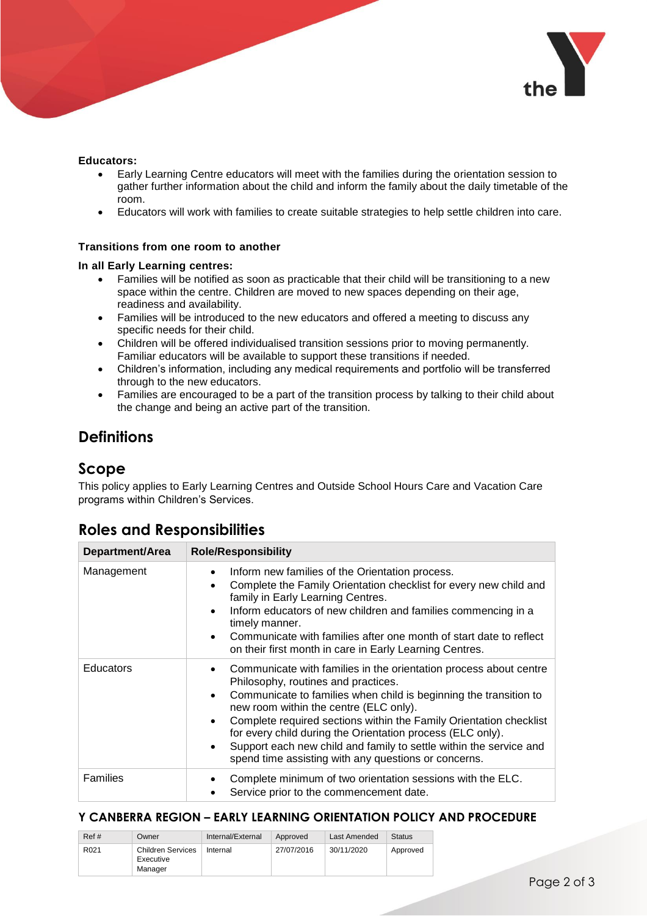**Educators:**

- Early Learning Centre educators will meet with the families during the orientation session to gather further information about the child and inform the family about the daily timetable of the room.
- Educators will work with families to create suitable strategies to help settle children into care.

**Transitions from one room to another**

**In all Early Learning centres:**

- Families will be notified as soon as practicable that their child will be transitioning to a new space within the centre. Children are moved to new spaces depending on their age, readiness and availability.
- Families will be introduced to the new educators and offered a meeting to discuss any specific needs for their child.
- Children will be offered individualised transition sessions prior to moving permanently. Familiar educators will be available to support these transitions if needed.
- Children's information, including any medical requirements and portfolio will be transferred through to the new educators.
- Families are encouraged to be a part of the transition process by talking to their child about the change and being an active part of the transition.

## Definitions

## Scope

This policy applies to Early Learning Centres and Outside School Hours Care and Vacation Care programs within Children's Services.

## Roles and Responsibilities

| Department/Area | Role/Responsibility |
|---|---|
| Management | • Inform new families of the Orientation process.<br>• Complete the Family Orientation checklist for every new child and family in Early Learning Centres.<br>• Inform educators of new children and families commencing in a timely manner.<br>• Communicate with families after one month of start date to reflect on their first month in care in Early Learning Centres. |
| Educators | • Communicate with families in the orientation process about centre Philosophy, routines and practices.<br>• Communicate to families when child is beginning the transition to new room within the centre (ELC only).<br>• Complete required sections within the Family Orientation checklist for every child during the Orientation process (ELC only).<br>• Support each new child and family to settle within the service and spend time assisting with any questions or concerns. |
| Families | • Complete minimum of two orientation sessions with the ELC.<br>• Service prior to the commencement date. |

**Y CANBERRA REGION – EARLY LEARNING ORIENTATION POLICY AND PROCEDURE**

| Ref # | Owner | Internal/External | Approved | Last Amended | Status |
|---|---|---|---|---|---|
| R021 | Children Services Executive Manager | Internal | 27/07/2016 | 30/11/2020 | Approved |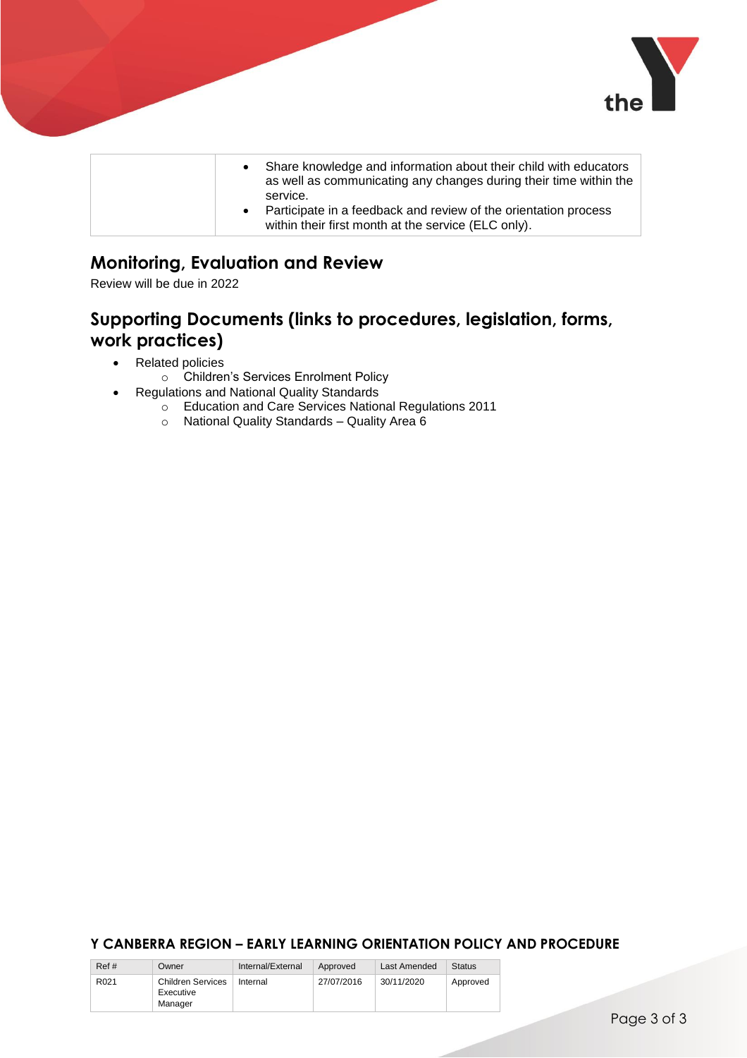| | |
|---|---|
| | • Share knowledge and information about their child with educators as well as communicating any changes during their time within the service.<br>• Participate in a feedback and review of the orientation process within their first month at the service (ELC only). |

## Monitoring, Evaluation and Review

Review will be due in 2022

## Supporting Documents (links to procedures, legislation, forms, work practices)

- Related policies
  - Children's Services Enrolment Policy
- Regulations and National Quality Standards
  - Education and Care Services National Regulations 2011
  - National Quality Standards – Quality Area 6

**Y CANBERRA REGION – EARLY LEARNING ORIENTATION POLICY AND PROCEDURE**

| Ref # | Owner | Internal/External | Approved | Last Amended | Status |
|---|---|---|---|---|---|
| R021 | Children Services Executive Manager | Internal | 27/07/2016 | 30/11/2020 | Approved |